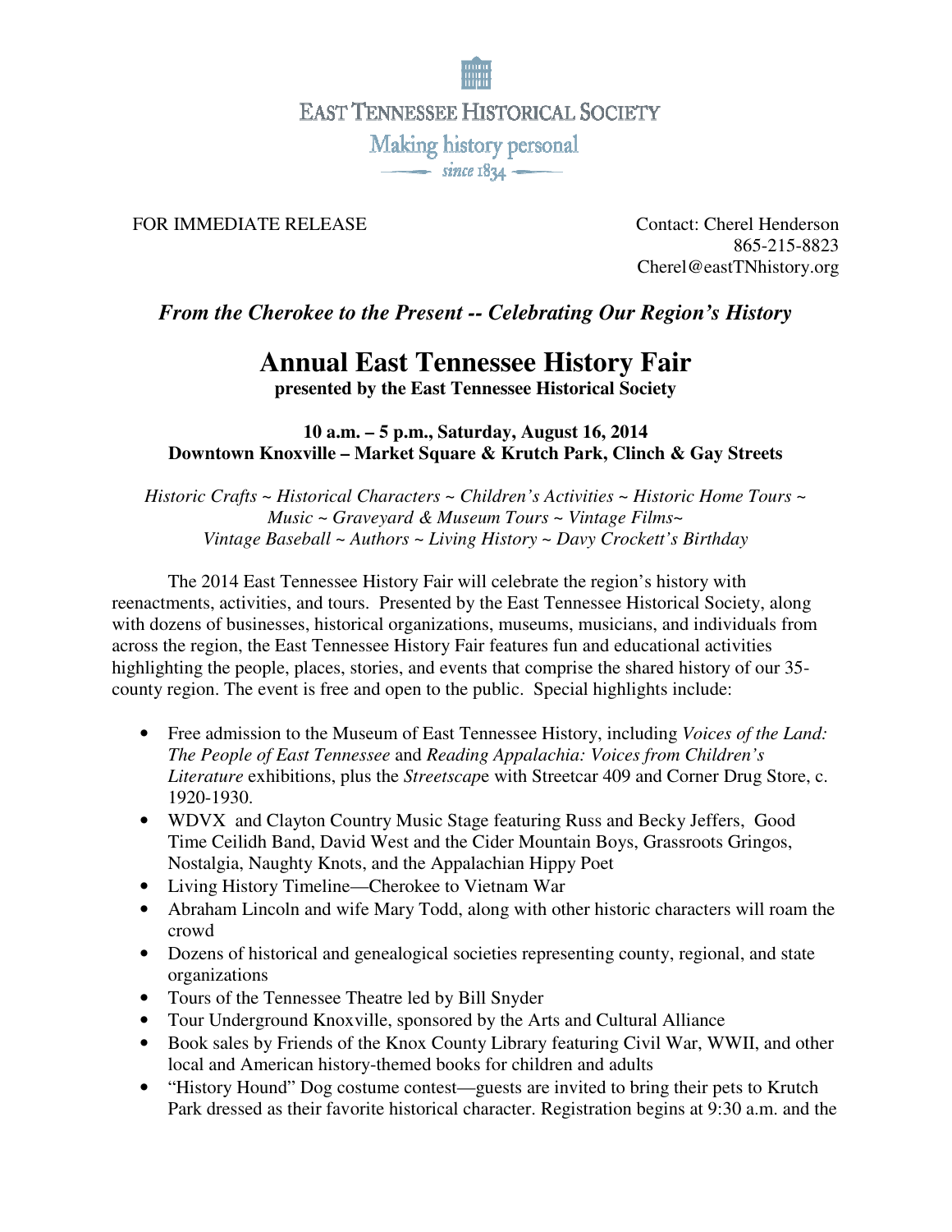EAST TENNESSEE HISTORICAL SOCIETY

Making history personal

since 1834

FOR IMMEDIATE RELEASE

Contact: Cherel Henderson
865-215-8823
Cherel@eastTNhistory.org

***From the Cherokee to the Present -- Celebrating Our Region's History***

# Annual East Tennessee History Fair

**presented by the East Tennessee Historical Society**

**10 a.m. – 5 p.m., Saturday, August 16, 2014**
**Downtown Knoxville – Market Square & Krutch Park, Clinch & Gay Streets**

*Historic Crafts ~ Historical Characters ~ Children's Activities ~ Historic Home Tours ~ Music ~ Graveyard & Museum Tours ~ Vintage Films~ Vintage Baseball ~ Authors ~ Living History ~ Davy Crockett's Birthday*

The 2014 East Tennessee History Fair will celebrate the region's history with reenactments, activities, and tours. Presented by the East Tennessee Historical Society, along with dozens of businesses, historical organizations, museums, musicians, and individuals from across the region, the East Tennessee History Fair features fun and educational activities highlighting the people, places, stories, and events that comprise the shared history of our 35-county region. The event is free and open to the public. Special highlights include:

- Free admission to the Museum of East Tennessee History, including *Voices of the Land: The People of East Tennessee* and *Reading Appalachia: Voices from Children's Literature* exhibitions, plus the *Streetscap*e with Streetcar 409 and Corner Drug Store, c. 1920-1930.
- WDVX and Clayton Country Music Stage featuring Russ and Becky Jeffers, Good Time Ceilidh Band, David West and the Cider Mountain Boys, Grassroots Gringos, Nostalgia, Naughty Knots, and the Appalachian Hippy Poet
- Living History Timeline—Cherokee to Vietnam War
- Abraham Lincoln and wife Mary Todd, along with other historic characters will roam the crowd
- Dozens of historical and genealogical societies representing county, regional, and state organizations
- Tours of the Tennessee Theatre led by Bill Snyder
- Tour Underground Knoxville, sponsored by the Arts and Cultural Alliance
- Book sales by Friends of the Knox County Library featuring Civil War, WWII, and other local and American history-themed books for children and adults
- "History Hound" Dog costume contest—guests are invited to bring their pets to Krutch Park dressed as their favorite historical character. Registration begins at 9:30 a.m. and the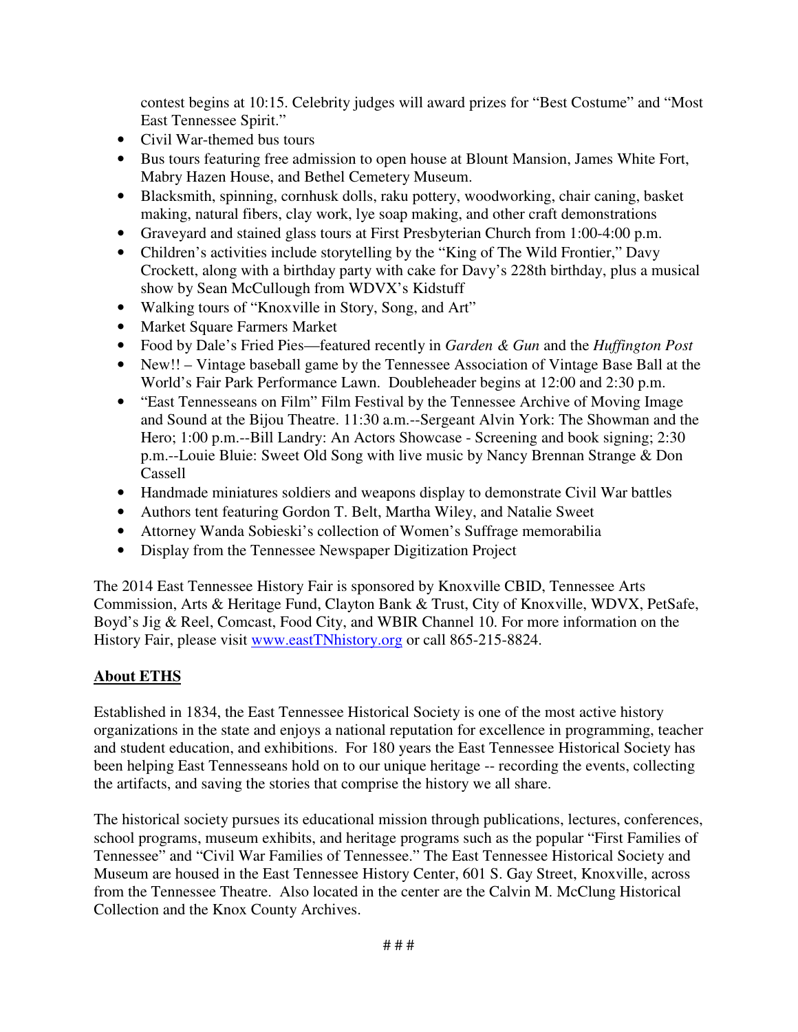contest begins at 10:15. Celebrity judges will award prizes for "Best Costume" and "Most East Tennessee Spirit."

- Civil War-themed bus tours
- Bus tours featuring free admission to open house at Blount Mansion, James White Fort, Mabry Hazen House, and Bethel Cemetery Museum.
- Blacksmith, spinning, cornhusk dolls, raku pottery, woodworking, chair caning, basket making, natural fibers, clay work, lye soap making, and other craft demonstrations
- Graveyard and stained glass tours at First Presbyterian Church from 1:00-4:00 p.m.
- Children's activities include storytelling by the "King of The Wild Frontier," Davy Crockett, along with a birthday party with cake for Davy's 228th birthday, plus a musical show by Sean McCullough from WDVX's Kidstuff
- Walking tours of "Knoxville in Story, Song, and Art"
- Market Square Farmers Market
- Food by Dale's Fried Pies—featured recently in *Garden & Gun* and the *Huffington Post*
- New!! – Vintage baseball game by the Tennessee Association of Vintage Base Ball at the World's Fair Park Performance Lawn. Doubleheader begins at 12:00 and 2:30 p.m.
- "East Tennesseans on Film" Film Festival by the Tennessee Archive of Moving Image and Sound at the Bijou Theatre. 11:30 a.m.--Sergeant Alvin York: The Showman and the Hero; 1:00 p.m.--Bill Landry: An Actors Showcase - Screening and book signing; 2:30 p.m.--Louie Bluie: Sweet Old Song with live music by Nancy Brennan Strange & Don Cassell
- Handmade miniatures soldiers and weapons display to demonstrate Civil War battles
- Authors tent featuring Gordon T. Belt, Martha Wiley, and Natalie Sweet
- Attorney Wanda Sobieski's collection of Women's Suffrage memorabilia
- Display from the Tennessee Newspaper Digitization Project

The 2014 East Tennessee History Fair is sponsored by Knoxville CBID, Tennessee Arts Commission, Arts & Heritage Fund, Clayton Bank & Trust, City of Knoxville, WDVX, PetSafe, Boyd's Jig & Reel, Comcast, Food City, and WBIR Channel 10. For more information on the History Fair, please visit [www.eastTNhistory.org](http://www.eastTNhistory.org) or call 865-215-8824.

**About ETHS**

Established in 1834, the East Tennessee Historical Society is one of the most active history organizations in the state and enjoys a national reputation for excellence in programming, teacher and student education, and exhibitions. For 180 years the East Tennessee Historical Society has been helping East Tennesseans hold on to our unique heritage -- recording the events, collecting the artifacts, and saving the stories that comprise the history we all share.

The historical society pursues its educational mission through publications, lectures, conferences, school programs, museum exhibits, and heritage programs such as the popular "First Families of Tennessee" and "Civil War Families of Tennessee." The East Tennessee Historical Society and Museum are housed in the East Tennessee History Center, 601 S. Gay Street, Knoxville, across from the Tennessee Theatre. Also located in the center are the Calvin M. McClung Historical Collection and the Knox County Archives.

# # #